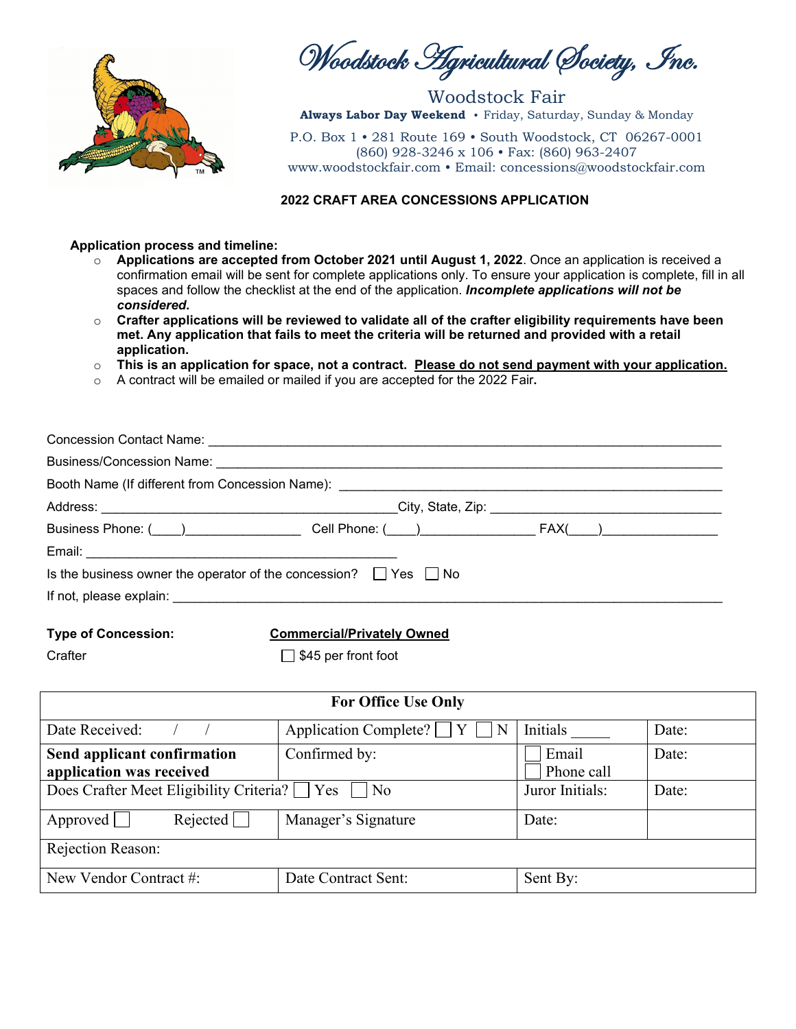# Woodstock Agricultural Society, Inc.

Woodstock Fair

**Always Labor Day Weekend** • Friday, Saturday, Sunday & Monday

P.O. Box 1 • 281 Route 169 • South Woodstock, CT 06267-0001
(860) 928-3246 x 106 • Fax: (860) 963-2407
www.woodstockfair.com • Email: concessions@woodstockfair.com

## 2022 CRAFT AREA CONCESSIONS APPLICATION

**Application process and timeline:**

- **Applications are accepted from October 2021 until August 1, 2022**. Once an application is received a confirmation email will be sent for complete applications only. To ensure your application is complete, fill in all spaces and follow the checklist at the end of the application. ***Incomplete applications will not be considered.***
- **Crafter applications will be reviewed to validate all of the crafter eligibility requirements have been met. Any application that fails to meet the criteria will be returned and provided with a retail application.**
- **This is an application for space, not a contract. Please do not send payment with your application.**
- A contract will be emailed or mailed if you are accepted for the 2022 Fair**.**

Concession Contact Name: ___________________________________________

Business/Concession Name: ___________________________________________

Booth Name (If different from Concession Name): ______________________________

Address: ______________________________ City, State, Zip: ______________________

Business Phone: (____)________________ Cell Phone: (____)________________ FAX(____)________________

Email: ___________________________________________

Is the business owner the operator of the concession? ☐ Yes ☐ No

If not, please explain: ___________________________________________

**Type of Concession:** **Commercial/Privately Owned**

Crafter ☐ $45 per front foot

| For Office Use Only | | | |
|---|---|---|---|
| Date Received: / / | Application Complete? ☐ Y ☐ N | Initials _____ | Date: |
| **Send applicant confirmation application was received** | Confirmed by: | ☐ Email ☐ Phone call | Date: |
| Does Crafter Meet Eligibility Criteria? ☐ Yes ☐ No | | Juror Initials: | Date: |
| Approved ☐ Rejected ☐ | Manager's Signature | Date: | |
| Rejection Reason: | | | |
| New Vendor Contract #: | Date Contract Sent: | Sent By: | |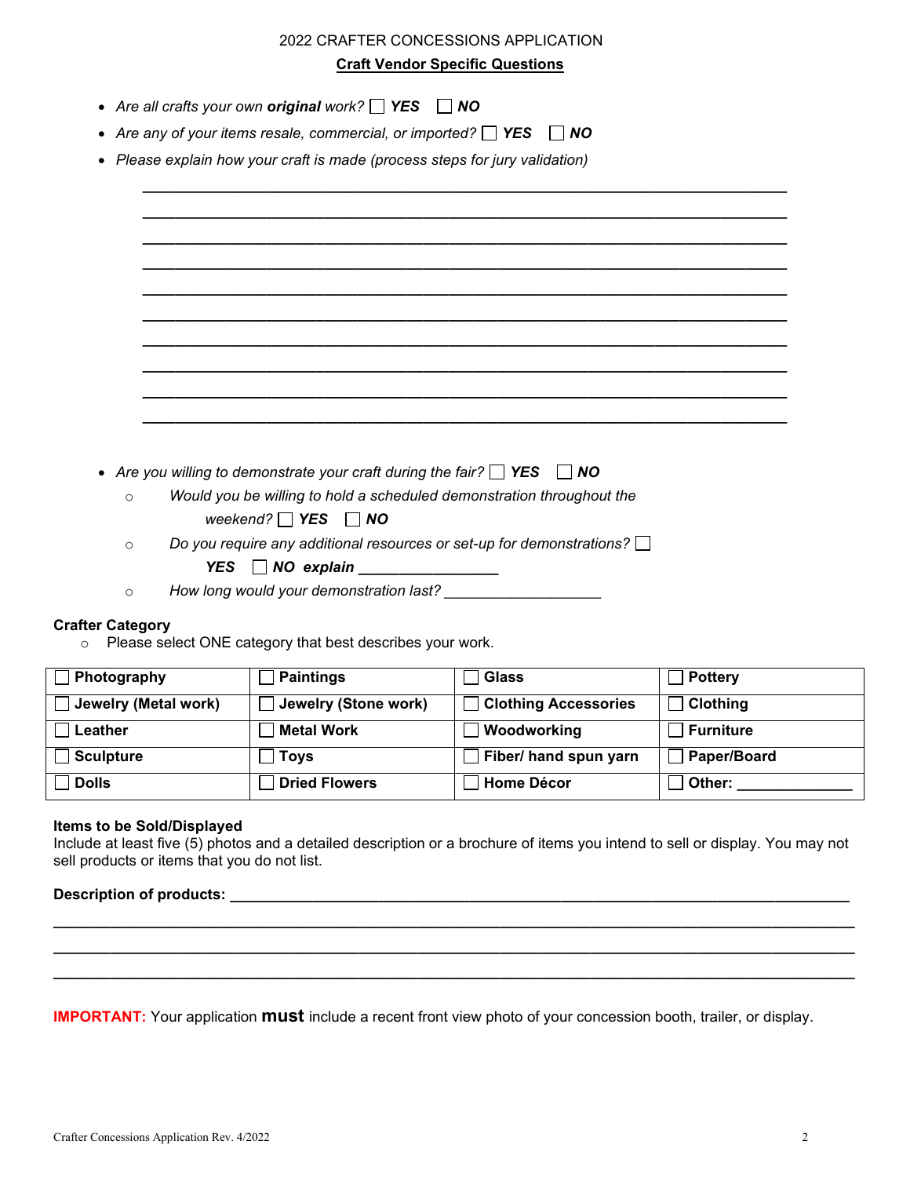2022 CRAFTER CONCESSIONS APPLICATION

## Craft Vendor Specific Questions

- *Are all crafts your own **original** work?* ☐ ***YES*** ☐ ***NO***
- *Are any of your items resale, commercial, or imported?* ☐ ***YES*** ☐ ***NO***
- *Please explain how your craft is made (process steps for jury validation)*

_______________________________________________________________________

_______________________________________________________________________

_______________________________________________________________________

_______________________________________________________________________

_______________________________________________________________________

_______________________________________________________________________

_______________________________________________________________________

_______________________________________________________________________

_______________________________________________________________________

_______________________________________________________________________

- *Are you willing to demonstrate your craft during the fair?* ☐ ***YES*** ☐ ***NO***
  - *Would you be willing to hold a scheduled demonstration throughout the weekend?* ☐ ***YES*** ☐ ***NO***
  - *Do you require any additional resources or set-up for demonstrations?* ☐ ***YES*** ☐ ***NO explain*** ________________
  - *How long would your demonstration last?* __________________

**Crafter Category**

- Please select ONE category that best describes your work.

| | | | |
|---|---|---|---|
| ☐ **Photography** | ☐ **Paintings** | ☐ **Glass** | ☐ **Pottery** |
| ☐ **Jewelry (Metal work)** | ☐ **Jewelry (Stone work)** | ☐ **Clothing Accessories** | ☐ **Clothing** |
| ☐ **Leather** | ☐ **Metal Work** | ☐ **Woodworking** | ☐ **Furniture** |
| ☐ **Sculpture** | ☐ **Toys** | ☐ **Fiber/ hand spun yarn** | ☐ **Paper/Board** |
| ☐ **Dolls** | ☐ **Dried Flowers** | ☐ **Home Décor** | ☐ **Other:** ______________ |

**Items to be Sold/Displayed**

Include at least five (5) photos and a detailed description or a brochure of items you intend to sell or display. You may not sell products or items that you do not list.

**Description of products:** ________________________________________________________________

_______________________________________________________________________________

_______________________________________________________________________________

_______________________________________________________________________________

**IMPORTANT:** Your application **must** include a recent front view photo of your concession booth, trailer, or display.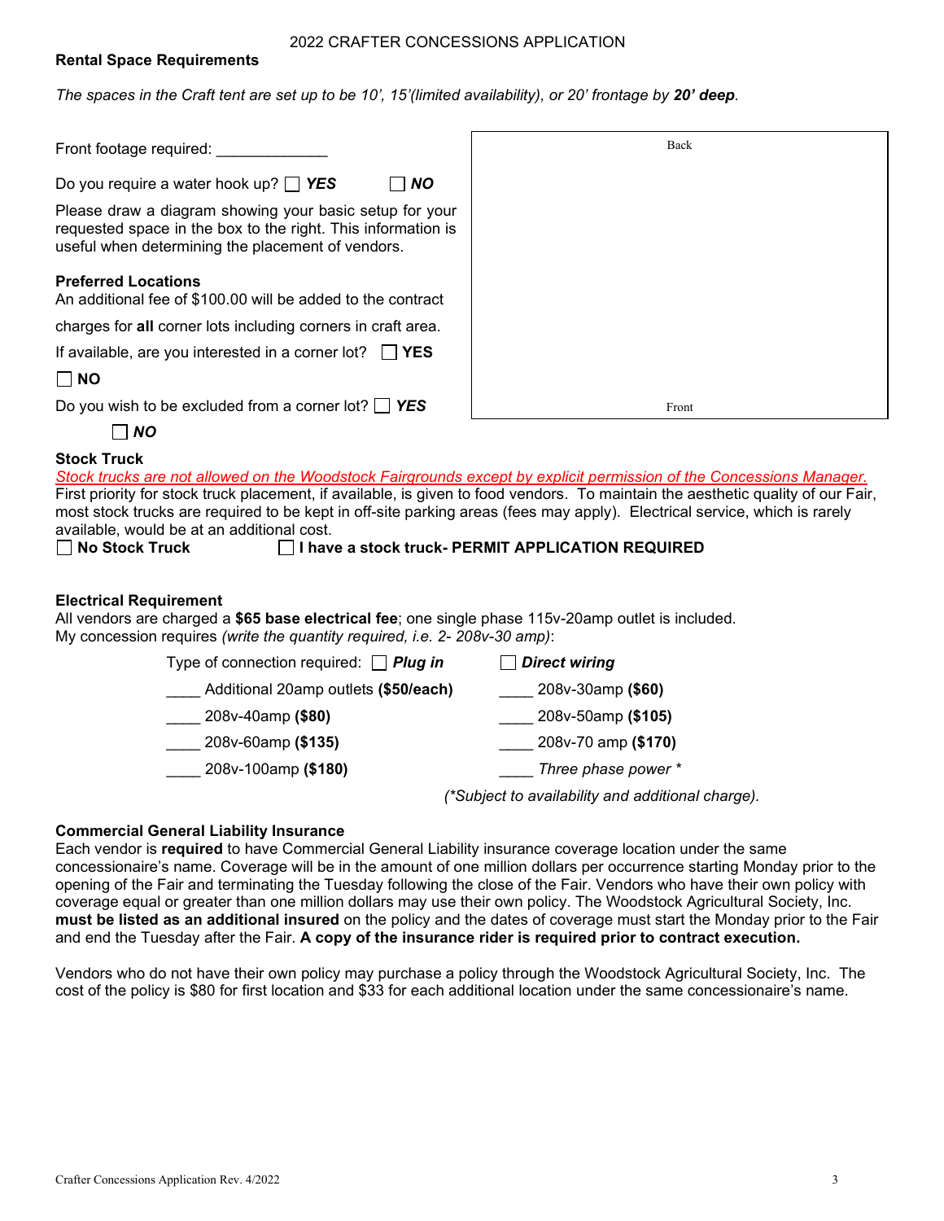2022 CRAFTER CONCESSIONS APPLICATION

**Rental Space Requirements**

*The spaces in the Craft tent are set up to be 10', 15'(limited availability), or 20' frontage by **20' deep**.*

Front footage required: _____________

Do you require a water hook up? ☐ ***YES*** ☐ ***NO***

Please draw a diagram showing your basic setup for your requested space in the box to the right. This information is useful when determining the placement of vendors.

Back

Front

**Preferred Locations**

An additional fee of $100.00 will be added to the contract charges for **all** corner lots including corners in craft area.

If available, are you interested in a corner lot? ☐ **YES** ☐ **NO**

Do you wish to be excluded from a corner lot? ☐ ***YES*** ☐ ***NO***

**Stock Truck**

*Stock trucks are not allowed on the Woodstock Fairgrounds except by explicit permission of the Concessions Manager.*

First priority for stock truck placement, if available, is given to food vendors. To maintain the aesthetic quality of our Fair, most stock trucks are required to be kept in off-site parking areas (fees may apply). Electrical service, which is rarely available, would be at an additional cost.

☐ **No Stock Truck** ☐ **I have a stock truck- PERMIT APPLICATION REQUIRED**

**Electrical Requirement**

All vendors are charged a **$65 base electrical fee**; one single phase 115v-20amp outlet is included.
My concession requires *(write the quantity required, i.e. 2- 208v-30 amp)*:

Type of connection required: ☐ ***Plug in*** ☐ ***Direct wiring***

____ Additional 20amp outlets **($50/each)** ____ 208v-30amp **($60)**

____ 208v-40amp **($80)** ____ 208v-50amp **($105)**

____ 208v-60amp **($135)** ____ 208v-70 amp **($170)**

____ 208v-100amp **($180)** ____ *Three phase power **

*(*Subject to availability and additional charge).*

**Commercial General Liability Insurance**

Each vendor is **required** to have Commercial General Liability insurance coverage location under the same concessionaire's name. Coverage will be in the amount of one million dollars per occurrence starting Monday prior to the opening of the Fair and terminating the Tuesday following the close of the Fair. Vendors who have their own policy with coverage equal or greater than one million dollars may use their own policy. The Woodstock Agricultural Society, Inc. **must be listed as an additional insured** on the policy and the dates of coverage must start the Monday prior to the Fair and end the Tuesday after the Fair. **A copy of the insurance rider is required prior to contract execution.**

Vendors who do not have their own policy may purchase a policy through the Woodstock Agricultural Society, Inc. The cost of the policy is $80 for first location and $33 for each additional location under the same concessionaire's name.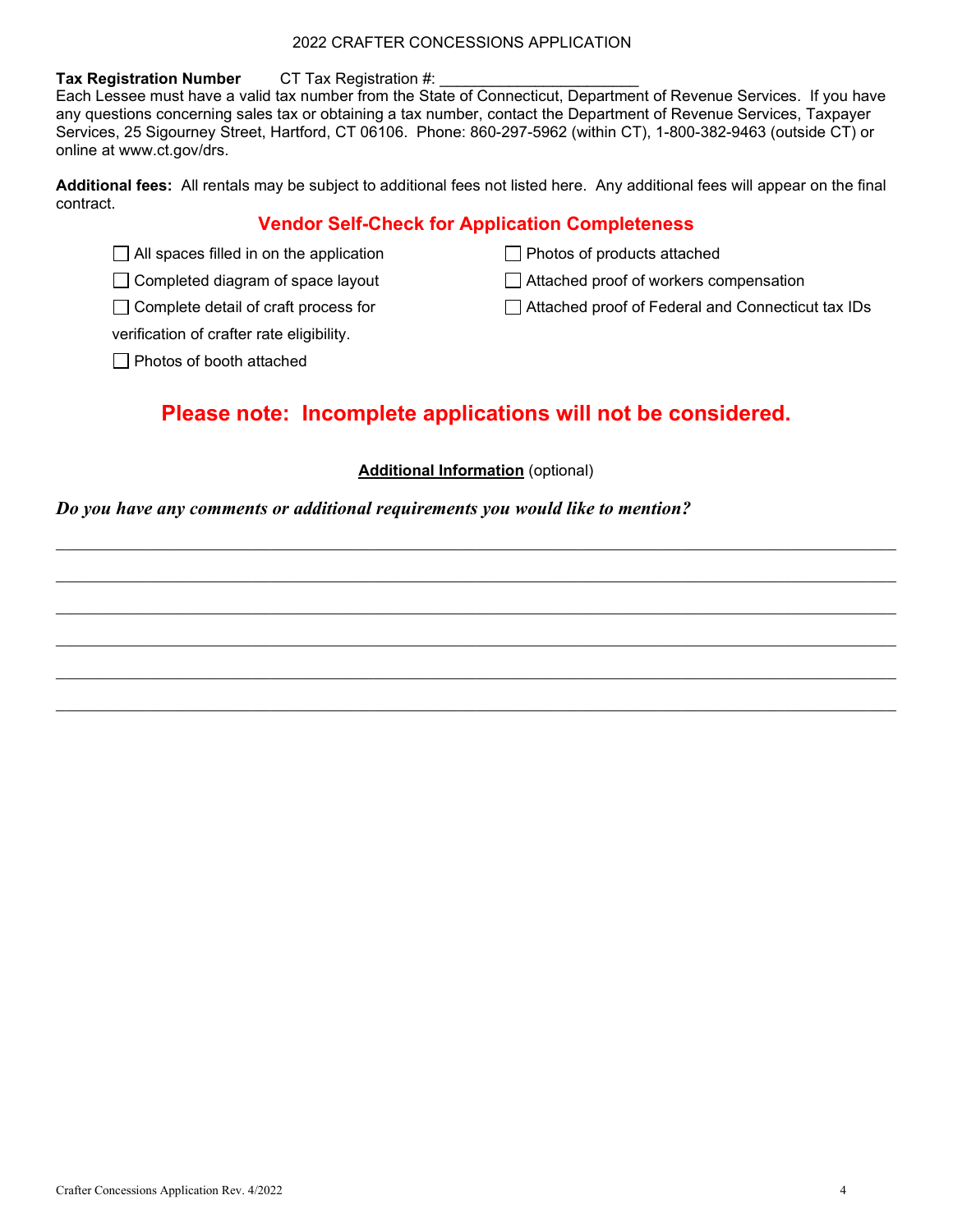2022 CRAFTER CONCESSIONS APPLICATION

**Tax Registration Number** CT Tax Registration #: _______________________

Each Lessee must have a valid tax number from the State of Connecticut, Department of Revenue Services. If you have any questions concerning sales tax or obtaining a tax number, contact the Department of Revenue Services, Taxpayer Services, 25 Sigourney Street, Hartford, CT 06106. Phone: 860-297-5962 (within CT), 1-800-382-9463 (outside CT) or online at www.ct.gov/drs.

**Additional fees:** All rentals may be subject to additional fees not listed here. Any additional fees will appear on the final contract.

## Vendor Self-Check for Application Completeness

- ☐ All spaces filled in on the application
- ☐ Completed diagram of space layout
- ☐ Complete detail of craft process for verification of crafter rate eligibility.
- ☐ Photos of booth attached
- ☐ Photos of products attached
- ☐ Attached proof of workers compensation
- ☐ Attached proof of Federal and Connecticut tax IDs

## Please note: Incomplete applications will not be considered.

**Additional Information** (optional)

***Do you have any comments or additional requirements you would like to mention?***

_______________________________________________________________________________

_______________________________________________________________________________

_______________________________________________________________________________

_______________________________________________________________________________

_______________________________________________________________________________

_______________________________________________________________________________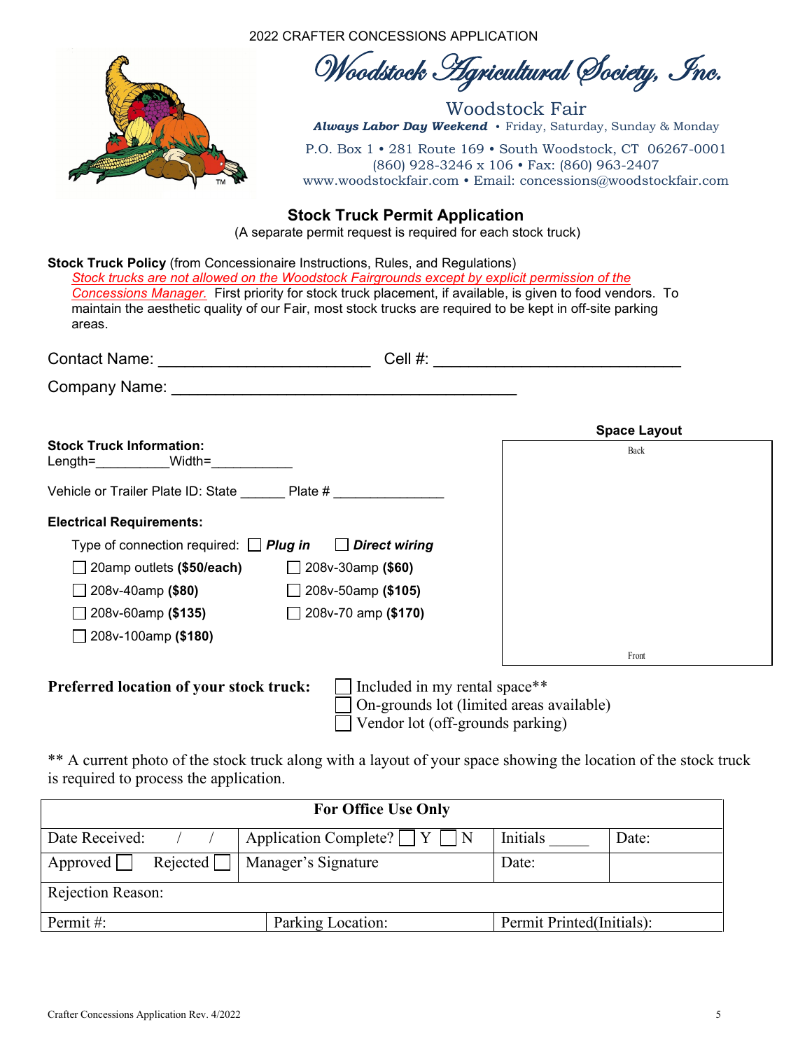2022 CRAFTER CONCESSIONS APPLICATION

# Woodstock Agricultural Society, Inc.

Woodstock Fair

***Always Labor Day Weekend*** • Friday, Saturday, Sunday & Monday

P.O. Box 1 • 281 Route 169 • South Woodstock, CT 06267-0001
(860) 928-3246 x 106 • Fax: (860) 963-2407
www.woodstockfair.com • Email: concessions@woodstockfair.com

## Stock Truck Permit Application

(A separate permit request is required for each stock truck)

**Stock Truck Policy** (from Concessionaire Instructions, Rules, and Regulations)

*Stock trucks are not allowed on the Woodstock Fairgrounds except by explicit permission of the Concessions Manager.* First priority for stock truck placement, if available, is given to food vendors. To maintain the aesthetic quality of our Fair, most stock trucks are required to be kept in off-site parking areas.

Contact Name: ______________________ Cell #: ___________________________

Company Name: ____________________________________

**Stock Truck Information:**

Length=_________Width=__________

Vehicle or Trailer Plate ID: State ______ Plate # ______________

**Electrical Requirements:**

Type of connection required: ☐ ***Plug in*** ☐ ***Direct wiring***

- ☐ 20amp outlets **($50/each)**
- ☐ 208v-30amp **($60)**
- ☐ 208v-40amp **($80)**
- ☐ 208v-50amp **($105)**
- ☐ 208v-60amp **($135)**
- ☐ 208v-70 amp **($170)**
- ☐ 208v-100amp **($180)**

**Space Layout**

Back

Front

**Preferred location of your stock truck:**

- ☐ Included in my rental space**
- ☐ On-grounds lot (limited areas available)
- ☐ Vendor lot (off-grounds parking)

** A current photo of the stock truck along with a layout of your space showing the location of the stock truck is required to process the application.

| **For Office Use Only** | | | |
|---|---|---|---|
| Date Received: / / | Application Complete? ☐ Y ☐ N | Initials _____ | Date: |
| Approved ☐ Rejected ☐ | Manager's Signature | Date: | |
| Rejection Reason: | | | |
| Permit #: | Parking Location: | Permit Printed(Initials): | |

Crafter Concessions Application Rev. 4/2022